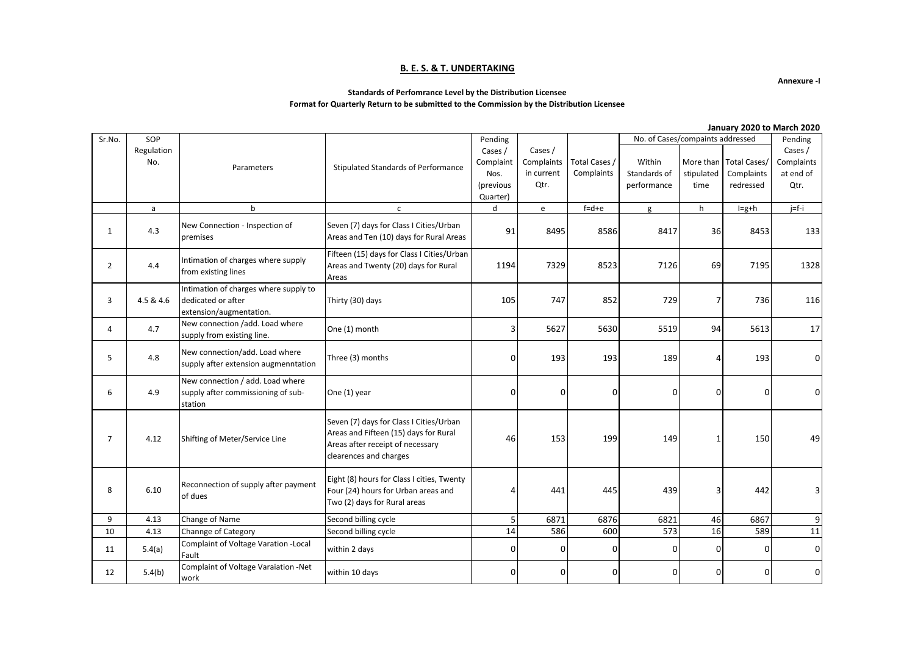# B. E. S. & T. UNDERTAKING

**Annexure -I**

**Standards of Perfomrance Level by the Distribution Licensee**

**Format for Quarterly Return to be submitted to the Commission by the Distribution Licensee**

**January 2020 to March 2020**

| Sr.No. | SOP Regulation No. | Parameters | Stipulated Standards of Performance | Pending Cases / Complaint Nos. (previous Quarter) | Cases / Complaints in current Qtr. | Total Cases / Complaints | No. of Cases/compaints addressed | | | Pending Cases / Complaints at end of Qtr. |
|---|---|---|---|---|---|---|---|---|---|---|
| | | | | | | | Within Standards of performance | More than stipulated time | Total Cases/ Complaints redressed | |
| | a | b | c | d | e | f=d+e | g | h | I=g+h | j=f-i |
| 1 | 4.3 | New Connection - Inspection of premises | Seven (7) days for Class I Cities/Urban Areas and Ten (10) days for Rural Areas | 91 | 8495 | 8586 | 8417 | 36 | 8453 | 133 |
| 2 | 4.4 | Intimation of charges where supply from existing lines | Fifteen (15) days for Class I Cities/Urban Areas and Twenty (20) days for Rural Areas | 1194 | 7329 | 8523 | 7126 | 69 | 7195 | 1328 |
| 3 | 4.5 & 4.6 | Intimation of charges where supply to dedicated or after extension/augmentation. | Thirty (30) days | 105 | 747 | 852 | 729 | 7 | 736 | 116 |
| 4 | 4.7 | New connection /add. Load where supply from existing line. | One (1) month | 3 | 5627 | 5630 | 5519 | 94 | 5613 | 17 |
| 5 | 4.8 | New connection/add. Load where supply after extension augmenntation | Three (3) months | 0 | 193 | 193 | 189 | 4 | 193 | 0 |
| 6 | 4.9 | New connection / add. Load where supply after commissioning of sub-station | One (1) year | 0 | 0 | 0 | 0 | 0 | 0 | 0 |
| 7 | 4.12 | Shifting of Meter/Service Line | Seven (7) days for Class I Cities/Urban Areas and Fifteen (15) days for Rural Areas after receipt of necessary clearences and charges | 46 | 153 | 199 | 149 | 1 | 150 | 49 |
| 8 | 6.10 | Reconnection of supply after payment of dues | Eight (8) hours for Class I cities, Twenty Four (24) hours for Urban areas and Two (2) days for Rural areas | 4 | 441 | 445 | 439 | 3 | 442 | 3 |
| 9 | 4.13 | Change of Name | Second billing cycle | 5 | 6871 | 6876 | 6821 | 46 | 6867 | 9 |
| 10 | 4.13 | Channge of Category | Second billing cycle | 14 | 586 | 600 | 573 | 16 | 589 | 11 |
| 11 | 5.4(a) | Complaint of Voltage Varation -Local Fault | within 2 days | 0 | 0 | 0 | 0 | 0 | 0 | 0 |
| 12 | 5.4(b) | Complaint of Voltage Varaiation -Net work | within 10 days | 0 | 0 | 0 | 0 | 0 | 0 | 0 |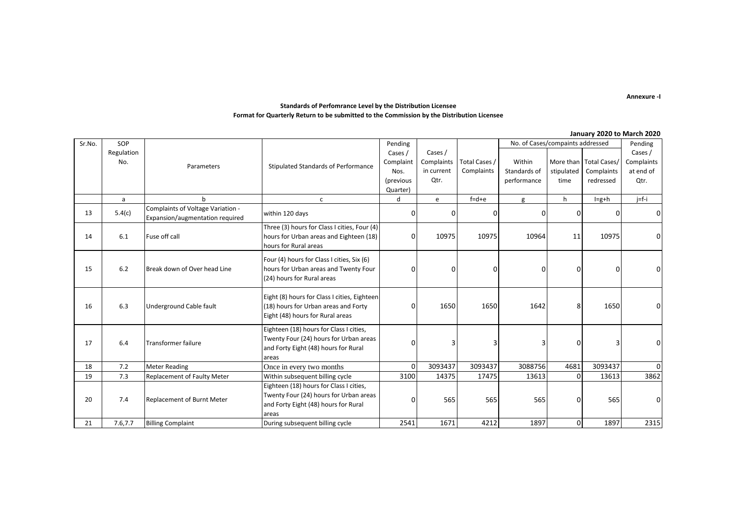**Annexure -I**

**Standards of Perfomrance Level by the Distribution Licensee**
**Format for Quarterly Return to be submitted to the Commission by the Distribution Licensee**

**January 2020 to March 2020**

| Sr.No. | SOP Regulation No. | Parameters | Stipulated Standards of Performance | Pending Cases / Complaint Nos. (previous Quarter) | Cases / Complaints in current Qtr. | Total Cases / Complaints | No. of Cases/compaints addressed | | | Pending Cases / Complaints at end of Qtr. |
|---|---|---|---|---|---|---|---|---|---|---|
| | | | | | | | Within Standards of performance | More than stipulated time | Total Cases/ Complaints redressed | |
| | a | b | c | d | e | f=d+e | g | h | I=g+h | j=f-i |
| 13 | 5.4(c) | Complaints of Voltage Variation - Expansion/augmentation required | within 120 days | 0 | 0 | 0 | 0 | 0 | 0 | 0 |
| 14 | 6.1 | Fuse off call | Three (3) hours for Class I cities, Four (4) hours for Urban areas and Eighteen (18) hours for Rural areas | 0 | 10975 | 10975 | 10964 | 11 | 10975 | 0 |
| 15 | 6.2 | Break down of Over head Line | Four (4) hours for Class I cities, Six (6) hours for Urban areas and Twenty Four (24) hours for Rural areas | 0 | 0 | 0 | 0 | 0 | 0 | 0 |
| 16 | 6.3 | Underground Cable fault | Eight (8) hours for Class I cities, Eighteen (18) hours for Urban areas and Forty Eight (48) hours for Rural areas | 0 | 1650 | 1650 | 1642 | 8 | 1650 | 0 |
| 17 | 6.4 | Transformer failure | Eighteen (18) hours for Class I cities, Twenty Four (24) hours for Urban areas and Forty Eight (48) hours for Rural areas | 0 | 3 | 3 | 3 | 0 | 3 | 0 |
| 18 | 7.2 | Meter Reading | Once in every two months | 0 | 3093437 | 3093437 | 3088756 | 4681 | 3093437 | 0 |
| 19 | 7.3 | Replacement of Faulty Meter | Within subsequent billing cycle | 3100 | 14375 | 17475 | 13613 | 0 | 13613 | 3862 |
| 20 | 7.4 | Replacement of Burnt Meter | Eighteen (18) hours for Class I cities, Twenty Four (24) hours for Urban areas and Forty Eight (48) hours for Rural areas | 0 | 565 | 565 | 565 | 0 | 565 | 0 |
| 21 | 7.6,7.7 | Billing Complaint | During subsequent billing cycle | 2541 | 1671 | 4212 | 1897 | 0 | 1897 | 2315 |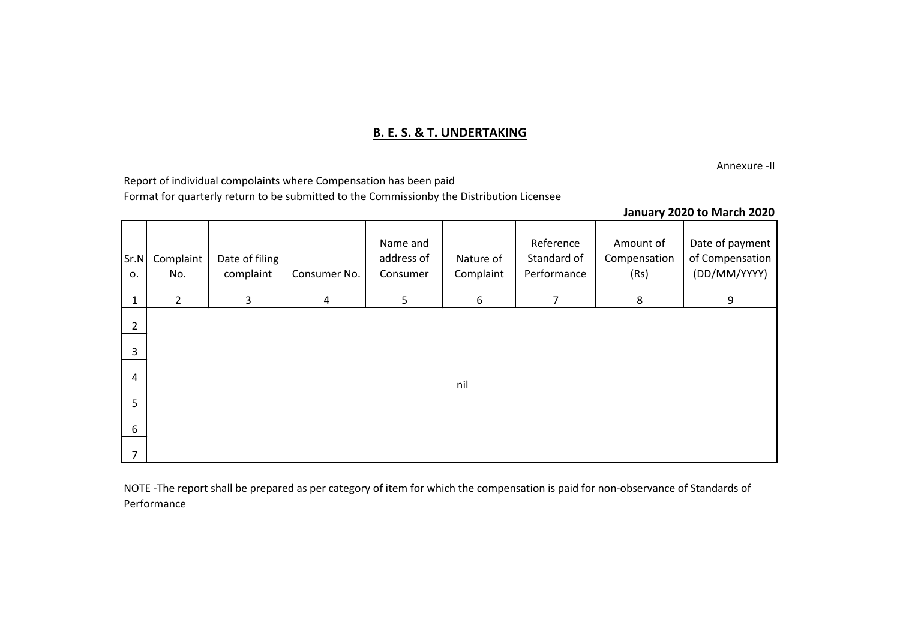## B. E. S. & T. UNDERTAKING

Annexure -II

Report of individual compolaints where Compensation has been paid
Format for quarterly return to be submitted to the Commissionby the Distribution Licensee

**January 2020 to March 2020**

| Sr.No. | Complaint No. | Date of filing complaint | Consumer No. | Name and address of Consumer | Nature of Complaint | Reference Standard of Performance | Amount of Compensation (Rs) | Date of payment of Compensation (DD/MM/YYYY) |
|---|---|---|---|---|---|---|---|---|
| 1 | 2 | 3 | 4 | 5 | 6 | 7 | 8 | 9 |
| 2 | | | | | | | | |
| 3 | | | | | | | | |
| 4 | | | | | nil | | | |
| 5 | | | | | | | | |
| 6 | | | | | | | | |
| 7 | | | | | | | | |

NOTE -The report shall be prepared as per category of item for which the compensation is paid for non-observance of Standards of Performance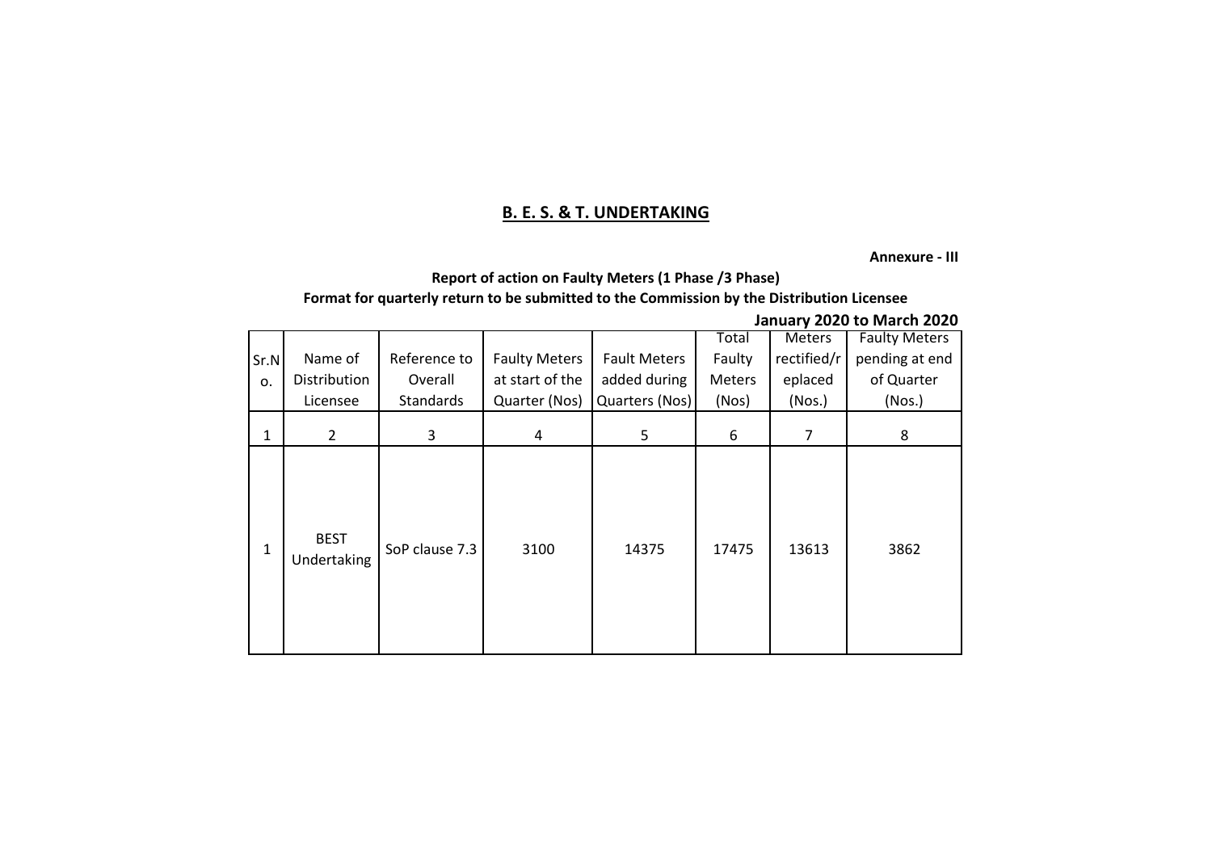**B. E. S. & T. UNDERTAKING**

**Annexure - III**

**Report of action on Faulty Meters (1 Phase /3 Phase)**

**Format for quarterly return to be submitted to the Commission by the Distribution Licensee**

**January 2020 to March 2020**

| Sr.No. | Name of Distribution Licensee | Reference to Overall Standards | Faulty Meters at start of the Quarter (Nos) | Fault Meters added during Quarters (Nos) | Total Faulty Meters (Nos) | Meters rectified/replaced (Nos.) | Faulty Meters pending at end of Quarter (Nos.) |
|---|---|---|---|---|---|---|---|
| 1 | 2 | 3 | 4 | 5 | 6 | 7 | 8 |
| 1 | BEST Undertaking | SoP clause 7.3 | 3100 | 14375 | 17475 | 13613 | 3862 |